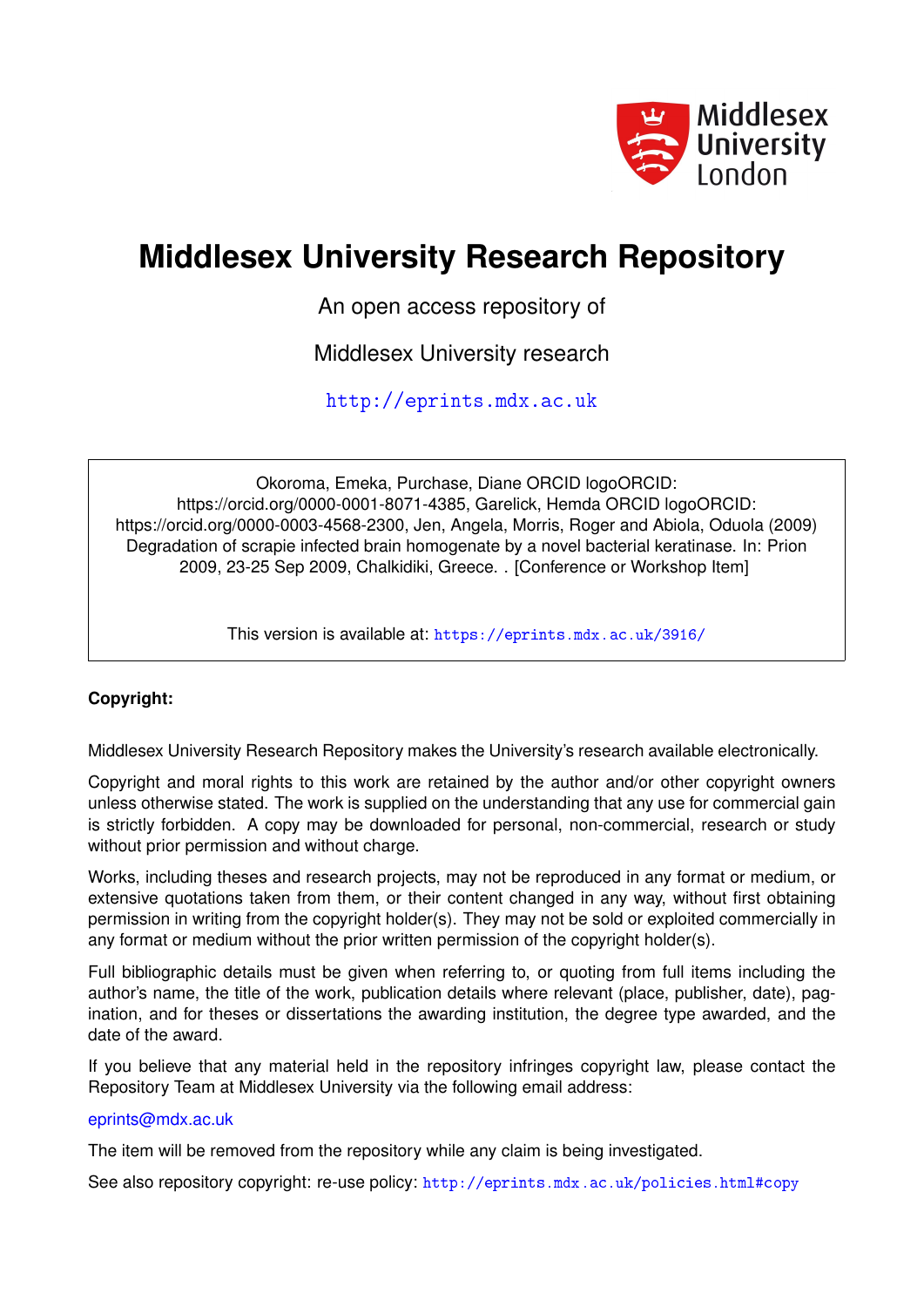# Middlesex University Research Repository

An open access repository of

Middlesex University research

http://eprints.mdx.ac.uk

Okoroma, Emeka, Purchase, Diane ORCID logoORCID: https://orcid.org/0000-0001-8071-4385, Garelick, Hemda ORCID logoORCID: https://orcid.org/0000-0003-4568-2300, Jen, Angela, Morris, Roger and Abiola, Oduola (2009) Degradation of scrapie infected brain homogenate by a novel bacterial keratinase. In: Prion 2009, 23-25 Sep 2009, Chalkidiki, Greece. . [Conference or Workshop Item]

This version is available at: https://eprints.mdx.ac.uk/3916/

**Copyright:**

Middlesex University Research Repository makes the University's research available electronically.

Copyright and moral rights to this work are retained by the author and/or other copyright owners unless otherwise stated. The work is supplied on the understanding that any use for commercial gain is strictly forbidden. A copy may be downloaded for personal, non-commercial, research or study without prior permission and without charge.

Works, including theses and research projects, may not be reproduced in any format or medium, or extensive quotations taken from them, or their content changed in any way, without first obtaining permission in writing from the copyright holder(s). They may not be sold or exploited commercially in any format or medium without the prior written permission of the copyright holder(s).

Full bibliographic details must be given when referring to, or quoting from full items including the author's name, the title of the work, publication details where relevant (place, publisher, date), pagination, and for theses or dissertations the awarding institution, the degree type awarded, and the date of the award.

If you believe that any material held in the repository infringes copyright law, please contact the Repository Team at Middlesex University via the following email address:

eprints@mdx.ac.uk

The item will be removed from the repository while any claim is being investigated.

See also repository copyright: re-use policy: http://eprints.mdx.ac.uk/policies.html#copy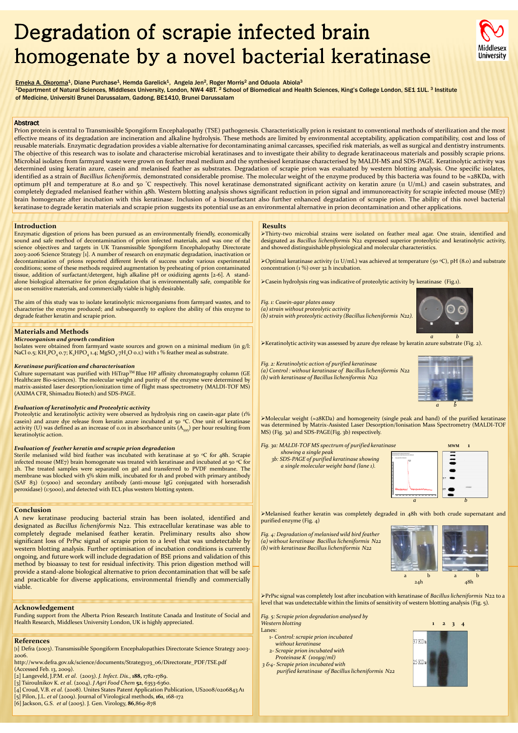# Degradation of scrapie infected brain homogenate by a novel bacterial keratinase

Emeka A. Okoroma[1], Diane Purchase[1], Hemda Garelick[1], Angela Jen[2], Roger Morris[2] and Oduola Abiola[3]

[1]Department of Natural Sciences, Middlesex University, London, NW4 4BT. [2] School of Biomedical and Health Sciences, King's College London, SE1 1UL. [3] Institute of Medicine, Universiti Brunei Darussalam, Gadong, BE1410, Brunei Darussalam

## Abstract

Prion protein is central to Transmissible Spongiform Encephalopathy (TSE) pathogenesis. Characteristically prion is resistant to conventional methods of sterilization and the most effective means of its degradation are incineration and alkaline hydrolysis. These methods are limited by environmental acceptability, application compatibility, cost and loss of reusable materials. Enzymatic degradation provides a viable alternative for decontaminating animal carcasses, specified risk materials, as well as surgical and dentistry instruments. The objective of this research was to isolate and characterise microbial keratinases and to investigate their ability to degrade keratinaceous materials and possibly scrapie prions. Microbial isolates from farmyard waste were grown on feather meal medium and the synthesised keratinase characterised by MALDI-MS and SDS-PAGE. Keratinolytic activity was determined using keratin azure, casein and melanised feather as substrates. Degradation of scrapie prion was evaluated by western blotting analysis. One specific isolates, identified as a strain of *Bacillius licheniformis,* demonstrated considerable promise. The molecular weight of the enzyme produced by this bacteria was found to be ≈28KDa, with optimum pH and temperature at 8.0 and 50 °C respectively. This novel keratinase demonstrated significant activity on keratin azure (11 U/mL) and casein substrates, and completely degraded melanised feather within 48h. Western blotting analysis shows significant reduction in prion signal and immunoreactivity for scrapie infected mouse (ME7) brain homogenate after incubation with this keratinase. Inclusion of a biosurfactant also further enhanced degradation of scrapie prion. The ability of this novel bacterial keratinase to degrade keratin materials and scrapie prion suggests its potential use as an environmental alternative in prion decontamination and other applications.

## Introduction

Enzymatic digestion of prions has been pursued as an environmentally friendly, economically sound and safe method of decontamination of prion infected materials, and was one of the science objectives and targets in UK Transmissible Spongiform Encephalopathy Directorate 2003-2006 Science Strategy [1]. A number of research on enzymatic degradation, inactivation or decontamination of prions reported different levels of success under various experimental conditions; some of these methods required augmentation by preheating of prion contaminated tissue, addition of surfactant/detergent, high alkaline pH or oxidizing agents [2-6]. A stand-alone biological alternative for prion degradation that is environmentally safe, compatible for use on sensitive materials, and commercially viable is highly desirable.

The aim of this study was to isolate keratinolytic microorganisms from farmyard wastes, and to characterise the enzyme produced; and subsequently to explore the ability of this enzyme to degrade feather keratin and scrapie prion.

## Materials and Methods

### Microorganism and growth condition

Isolates were obtained from farmyard waste sources and grown on a minimal medium (in g/l: NaCl 0.5; $KH_2PO_4$ 0.7; $K_2HPO_4$ 1.4; $MgSO_4.7H_2O$ 0.1;) with 1 % feather meal as substrate.

### Keratinase purification and characterisation

Culture supernatant was purified with HiTrap™ Blue HP affinity chromatography column (GE Healthcare Bio-sciences). The molecular weight and purity of the enzyme were determined by matrix-assisted laser desorption/ionization time of flight mass spectrometry (MALDI-TOF MS) (AXIMA CFR, Shimadzu Biotech) and SDS-PAGE.

### Evaluation of keratinolytic and Proteolytic activity

Proteolytic and keratinolytic activity were observed as hydrolysis ring on casein-agar plate (1% casein) and azure dye release from keratin azure incubated at 50 °C. One unit of keratinase activity (U) was defined as an increase of 0.01 in absorbance units ($A_{595}$) per hour resulting from keratinolytic action.

### Evaluation of feather keratin and scrapie prion degradation

Sterile melanised wild bird feather was incubated with keratinase at 50 °C for 48h. Scrapie infected mouse (ME7) brain homogenate was treated with keratinase and incubated at 50 °C for 2h. The treated samples were separated on gel and transferred to PVDF membrane. The membrane was blocked with 5% skim milk, incubated for 1h and probed with primary antibody (SAF 83) (1:5000) and secondary antibody (anti-mouse IgG conjugated with horseradish peroxidase) (1:5000), and detected with ECL plus western blotting system.

## Conclusion

A new keratinase producing bacterial strain has been isolated, identified and designated as *Bacillus licheniformis* N22. This extracellular keratinase was able to completely degrade melanised feather keratin. Preliminary results also show significant loss of PrPsc signal of scrapie prion to a level that was undetectable by western blotting analysis. Further optimisation of incubation conditions is currently ongoing, and future work will include degradation of BSE prions and validation of this method by bioassay to test for residual infectivity. This prion digestion method will provide a stand-alone biological alternative to prion decontamination that will be safe and practicable for diverse applications, environmental friendly and commercially viable.

## Acknowledgement

Funding support from the Alberta Prion Research Institute Canada and Institute of Social and Health Research, Middlesex University London, UK is highly appreciated.

## References

[1] Defra (2003). Transmissible Spongiform Encephalopathies Directorate Science Strategy 2003-2006. http://www.defra.gov.uk/science/documents/Strategy03_06/Directorate_PDF/TSE.pdf (Accessed Feb. 13, 2009).
[2] Langeveld, J.P.M. *et al.* (2003). *J. Infect. Dis.*, **188**, 1782-1789.
[3] Tsiroulnikov K. *et al.* (2004). *J Agri Food Chem* **52**, 6353-6360.
[4] Croud, V.B. *et al.* (2008). Unites States Patent Application Publication, US2008/0206843 A1
[5] Pilon, J.L. *et al* (2009). Journal of Virological methods, **161**, 168-172
[6] Jackson, G.S. *et al* (2005). J. Gen. Virology, **86**,869-878

## Results

- Thirty-two microbial strains were isolated on feather meal agar. One strain, identified and designated as *Bacillus licheniformis* N22 expressed superior proteolytic and keratinolytic activity, and showed distinguishable physiological and molecular characteristics.
- Optimal keratinase activity (11 U/mL) was achieved at temperature (50 °C), pH (8.0) and substrate concentration (1 %) over 32 h incubation.
- Casein hydrolysis ring was indicative of proteolytic activity by keratinase (Fig.1).

*Fig. 1: Casein-agar plates assay*
*(a) strain without proteolytic activity*
*(b) strain with proteolytic activity (Bacillus licheniformis N22).*

a b

- Keratinolytic activity was assessed by azure dye release by keratin azure substrate (Fig. 2).

*Fig. 2: Keratinolytic action of purified keratinase*
*(a) Control : without keratinase of Bacillus licheniformis N22*
*(b) with keratinase of Bacillus licheniformis N22*

a b

- Molecular weight (≈28KDa) and homogeneity (single peak and band) of the purified keratinase was determined by Matrix-Assisted Laser Desorption/Ionisation Mass Spectrometry (MALDI-TOF MS) (Fig. 3a) and SDS-PAGE(Fig. 3b) respectively.

*Fig. 3a: MALDI-TOF MS spectrum of purified keratinase showing a single peak*
*3b: SDS-PAGE of purified keratinase showing a single molecular weight band (lane 1).*

MWM 1

a b

- Melanised feather keratin was completely degraded in 48h with both crude supernatant and purified enzyme (Fig. 4)

*Fig. 4: Degradation of melanised wild bird feather*
*(a) without keratinase Bacillus licheniformis N22*
*(b) with keratinase Bacillus licheniformis N22*

a b a b
24h 48h

- PrPsc signal was completely lost after incubation with keratinase of *Bacillus licheniformis* N22 to a level that was undetectable within the limits of sensitivity of western blotting analysis (Fig. 5).

*Fig. 5: Scrapie prion degradation analysed by Western blotting*

Lanes:
1- *Control: scrapie prion incubated without keratinase*
2- *Scrapie prion incubated with Proteinase K (100μg/ml)*
3 &4- *Scrapie prion incubated with purified keratinase of Bacillus licheniformis N22*

1 2 3 4
37KDa
25KDa